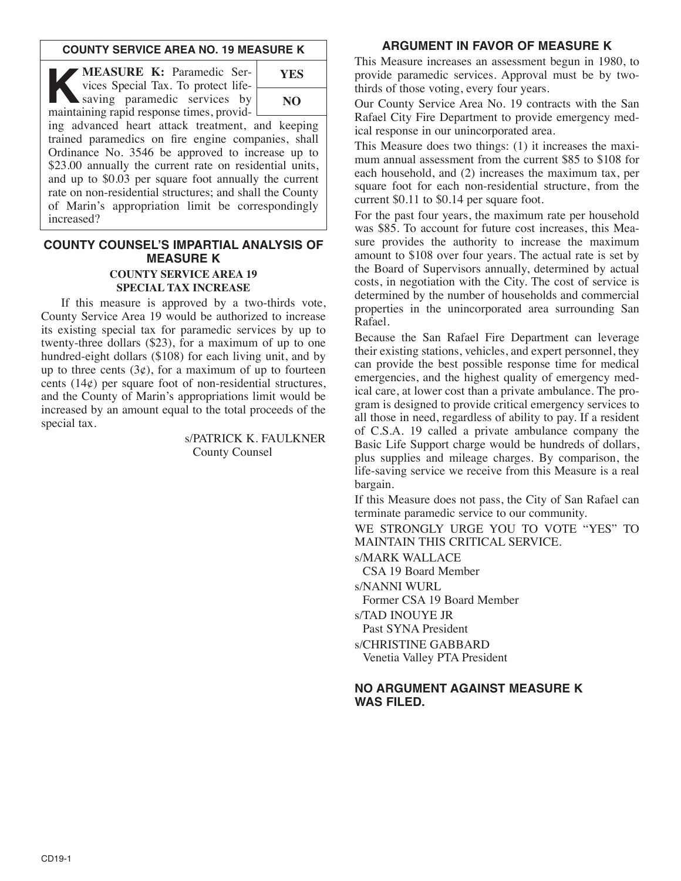## COUNTY SERVICE AREA NO. 19 MEASURE K

**K** **MEASURE K:** Paramedic Services Special Tax. To protect life-saving paramedic services by maintaining rapid response times, providing advanced heart attack treatment, and keeping trained paramedics on fire engine companies, shall Ordinance No. 3546 be approved to increase up to \$23.00 annually the current rate on residential units, and up to \$0.03 per square foot annually the current rate on non-residential structures; and shall the County of Marin's appropriation limit be correspondingly increased?

| YES |
|---|
| NO |

## COUNTY COUNSEL'S IMPARTIAL ANALYSIS OF MEASURE K

### COUNTY SERVICE AREA 19 SPECIAL TAX INCREASE

If this measure is approved by a two-thirds vote, County Service Area 19 would be authorized to increase its existing special tax for paramedic services by up to twenty-three dollars (\$23), for a maximum of up to one hundred-eight dollars (\$108) for each living unit, and by up to three cents (3¢), for a maximum of up to fourteen cents (14¢) per square foot of non-residential structures, and the County of Marin's appropriations limit would be increased by an amount equal to the total proceeds of the special tax.

s/PATRICK K. FAULKNER
County Counsel

## ARGUMENT IN FAVOR OF MEASURE K

This Measure increases an assessment begun in 1980, to provide paramedic services. Approval must be by two-thirds of those voting, every four years.

Our County Service Area No. 19 contracts with the San Rafael City Fire Department to provide emergency medical response in our unincorporated area.

This Measure does two things: (1) it increases the maximum annual assessment from the current \$85 to \$108 for each household, and (2) increases the maximum tax, per square foot for each non-residential structure, from the current \$0.11 to \$0.14 per square foot.

For the past four years, the maximum rate per household was \$85. To account for future cost increases, this Measure provides the authority to increase the maximum amount to \$108 over four years. The actual rate is set by the Board of Supervisors annually, determined by actual costs, in negotiation with the City. The cost of service is determined by the number of households and commercial properties in the unincorporated area surrounding San Rafael.

Because the San Rafael Fire Department can leverage their existing stations, vehicles, and expert personnel, they can provide the best possible response time for medical emergencies, and the highest quality of emergency medical care, at lower cost than a private ambulance. The program is designed to provide critical emergency services to all those in need, regardless of ability to pay. If a resident of C.S.A. 19 called a private ambulance company the Basic Life Support charge would be hundreds of dollars, plus supplies and mileage charges. By comparison, the life-saving service we receive from this Measure is a real bargain.

If this Measure does not pass, the City of San Rafael can terminate paramedic service to our community.

WE STRONGLY URGE YOU TO VOTE "YES" TO MAINTAIN THIS CRITICAL SERVICE.

s/MARK WALLACE
CSA 19 Board Member

s/NANNI WURL
Former CSA 19 Board Member

s/TAD INOUYE JR
Past SYNA President

s/CHRISTINE GABBARD
Venetia Valley PTA President

## NO ARGUMENT AGAINST MEASURE K WAS FILED.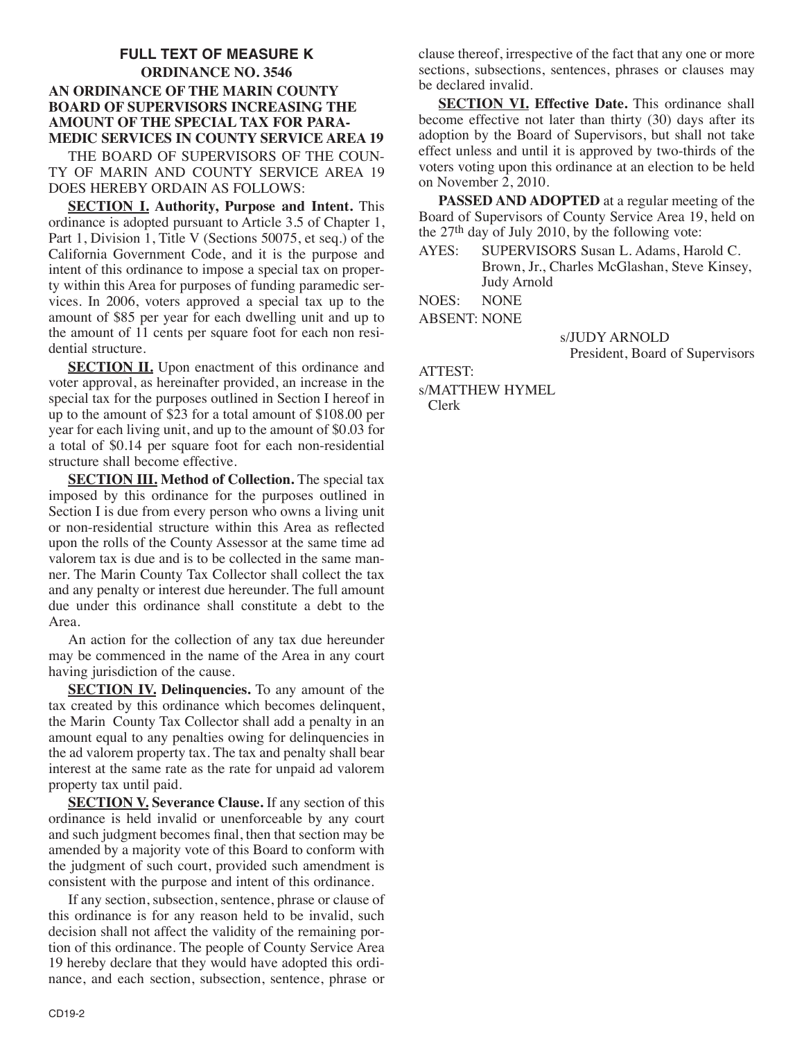## FULL TEXT OF MEASURE K

### ORDINANCE NO. 3546

### AN ORDINANCE OF THE MARIN COUNTY BOARD OF SUPERVISORS INCREASING THE AMOUNT OF THE SPECIAL TAX FOR PARAMEDIC SERVICES IN COUNTY SERVICE AREA 19

THE BOARD OF SUPERVISORS OF THE COUNTY OF MARIN AND COUNTY SERVICE AREA 19 DOES HEREBY ORDAIN AS FOLLOWS:

**SECTION I. Authority, Purpose and Intent.** This ordinance is adopted pursuant to Article 3.5 of Chapter 1, Part 1, Division 1, Title V (Sections 50075, et seq.) of the California Government Code, and it is the purpose and intent of this ordinance to impose a special tax on property within this Area for purposes of funding paramedic services. In 2006, voters approved a special tax up to the amount of $85 per year for each dwelling unit and up to the amount of 11 cents per square foot for each non residential structure.

**SECTION II.** Upon enactment of this ordinance and voter approval, as hereinafter provided, an increase in the special tax for the purposes outlined in Section I hereof in up to the amount of $23 for a total amount of $108.00 per year for each living unit, and up to the amount of $0.03 for a total of $0.14 per square foot for each non-residential structure shall become effective.

**SECTION III. Method of Collection.** The special tax imposed by this ordinance for the purposes outlined in Section I is due from every person who owns a living unit or non-residential structure within this Area as reflected upon the rolls of the County Assessor at the same time ad valorem tax is due and is to be collected in the same manner. The Marin County Tax Collector shall collect the tax and any penalty or interest due hereunder. The full amount due under this ordinance shall constitute a debt to the Area.

An action for the collection of any tax due hereunder may be commenced in the name of the Area in any court having jurisdiction of the cause.

**SECTION IV. Delinquencies.** To any amount of the tax created by this ordinance which becomes delinquent, the Marin County Tax Collector shall add a penalty in an amount equal to any penalties owing for delinquencies in the ad valorem property tax. The tax and penalty shall bear interest at the same rate as the rate for unpaid ad valorem property tax until paid.

**SECTION V. Severance Clause.** If any section of this ordinance is held invalid or unenforceable by any court and such judgment becomes final, then that section may be amended by a majority vote of this Board to conform with the judgment of such court, provided such amendment is consistent with the purpose and intent of this ordinance.

If any section, subsection, sentence, phrase or clause of this ordinance is for any reason held to be invalid, such decision shall not affect the validity of the remaining portion of this ordinance. The people of County Service Area 19 hereby declare that they would have adopted this ordinance, and each section, subsection, sentence, phrase or clause thereof, irrespective of the fact that any one or more sections, subsections, sentences, phrases or clauses may be declared invalid.

**SECTION VI. Effective Date.** This ordinance shall become effective not later than thirty (30) days after its adoption by the Board of Supervisors, but shall not take effect unless and until it is approved by two-thirds of the voters voting upon this ordinance at an election to be held on November 2, 2010.

**PASSED AND ADOPTED** at a regular meeting of the Board of Supervisors of County Service Area 19, held on the 27th day of July 2010, by the following vote:

AYES: SUPERVISORS Susan L. Adams, Harold C. Brown, Jr., Charles McGlashan, Steve Kinsey, Judy Arnold

NOES: NONE

ABSENT: NONE

s/JUDY ARNOLD
President, Board of Supervisors

ATTEST:

s/MATTHEW HYMEL
Clerk